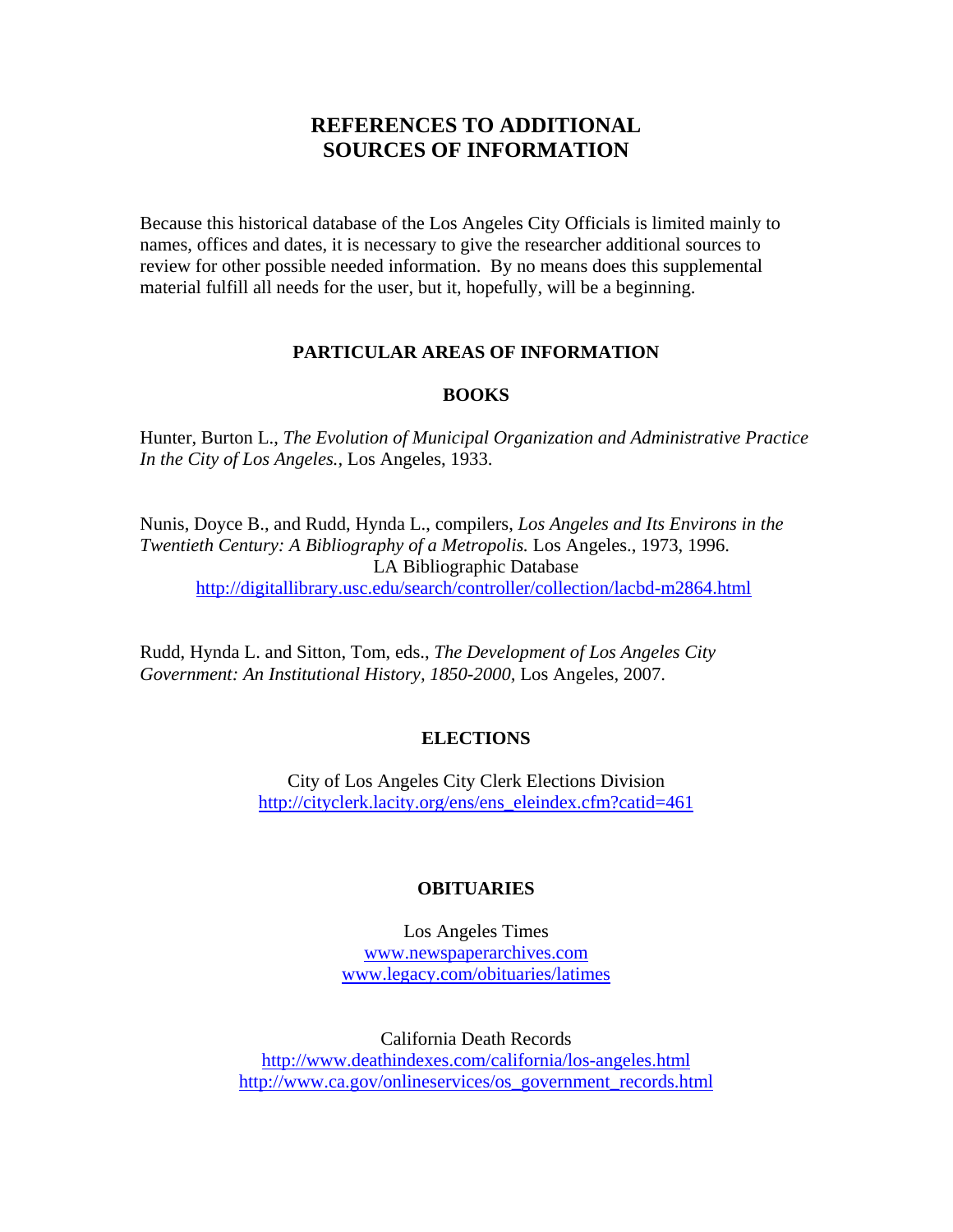# REFERENCES TO ADDITIONAL SOURCES OF INFORMATION

Because this historical database of the Los Angeles City Officials is limited mainly to names, offices and dates, it is necessary to give the researcher additional sources to review for other possible needed information. By no means does this supplemental material fulfill all needs for the user, but it, hopefully, will be a beginning.

## PARTICULAR AREAS OF INFORMATION

### BOOKS

Hunter, Burton L., *The Evolution of Municipal Organization and Administrative Practice In the City of Los Angeles.*, Los Angeles, 1933.

Nunis, Doyce B., and Rudd, Hynda L., compilers, *Los Angeles and Its Environs in the Twentieth Century: A Bibliography of a Metropolis.* Los Angeles., 1973, 1996.

LA Bibliographic Database
http://digitallibrary.usc.edu/search/controller/collection/lacbd-m2864.html

Rudd, Hynda L. and Sitton, Tom, eds., *The Development of Los Angeles City Government: An Institutional History, 1850-2000,* Los Angeles, 2007.

### ELECTIONS

City of Los Angeles City Clerk Elections Division
http://cityclerk.lacity.org/ens/ens_eleindex.cfm?catid=461

### OBITUARIES

Los Angeles Times
www.newspaperarchives.com
www.legacy.com/obituaries/latimes

California Death Records
http://www.deathindexes.com/california/los-angeles.html
http://www.ca.gov/onlineservices/os_government_records.html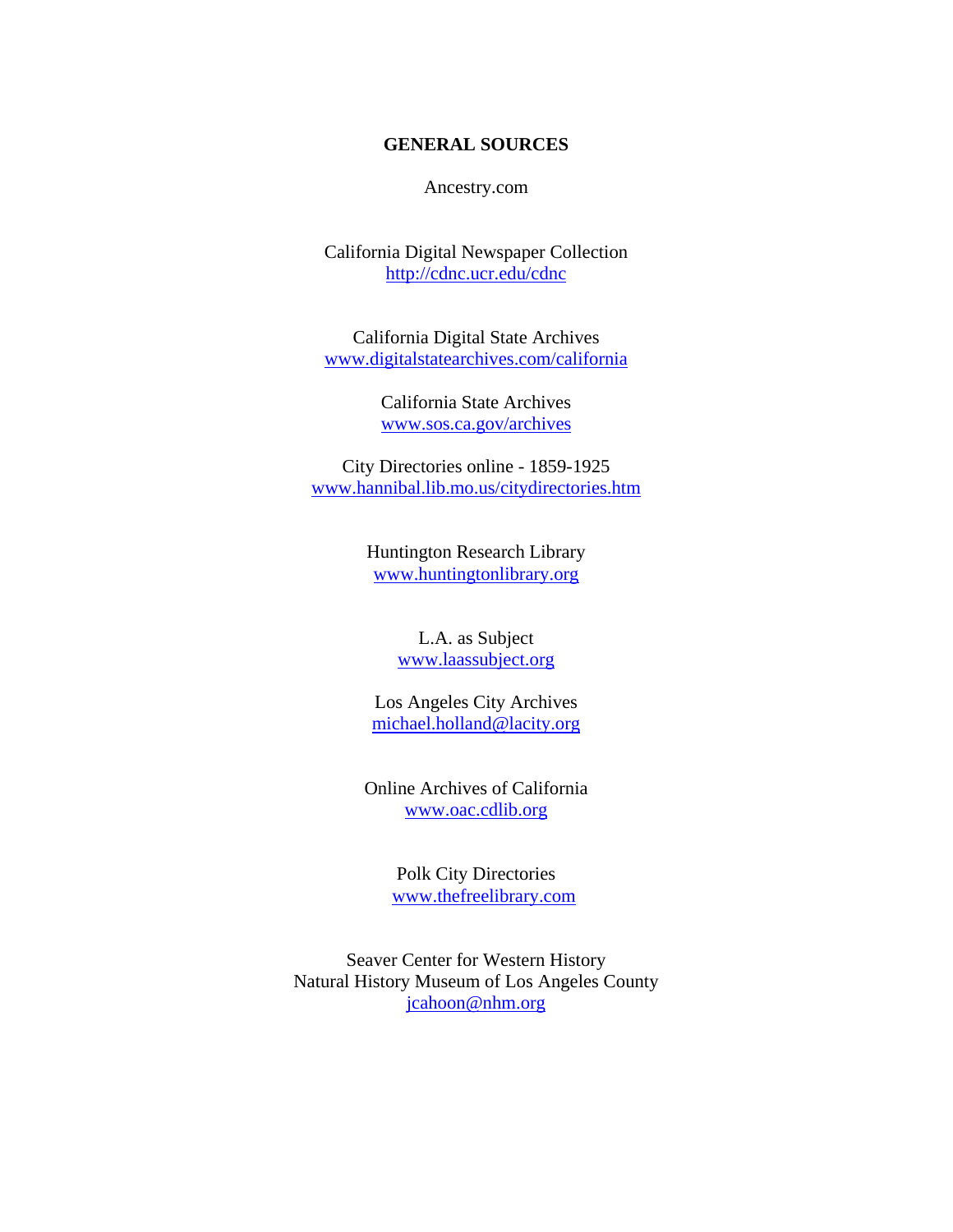## GENERAL SOURCES

Ancestry.com

California Digital Newspaper Collection
http://cdnc.ucr.edu/cdnc

California Digital State Archives
www.digitalstatearchives.com/california

California State Archives
www.sos.ca.gov/archives

City Directories online - 1859-1925
www.hannibal.lib.mo.us/citydirectories.htm

Huntington Research Library
www.huntingtonlibrary.org

L.A. as Subject
www.laassubject.org

Los Angeles City Archives
michael.holland@lacity.org

Online Archives of California
www.oac.cdlib.org

Polk City Directories
www.thefreelibrary.com

Seaver Center for Western History
Natural History Museum of Los Angeles County
jcahoon@nhm.org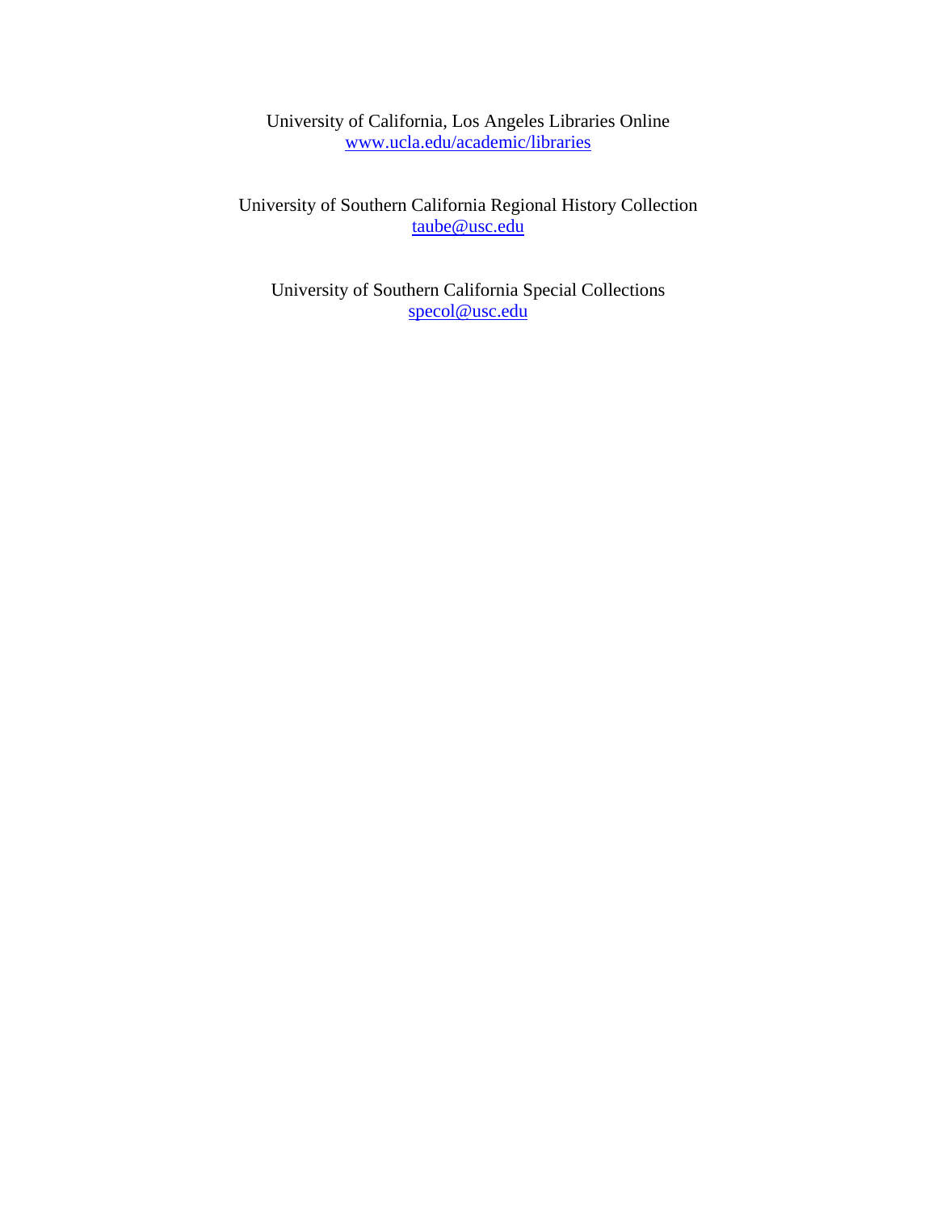University of California, Los Angeles Libraries Online
www.ucla.edu/academic/libraries

University of Southern California Regional History Collection
taube@usc.edu

University of Southern California Special Collections
specol@usc.edu